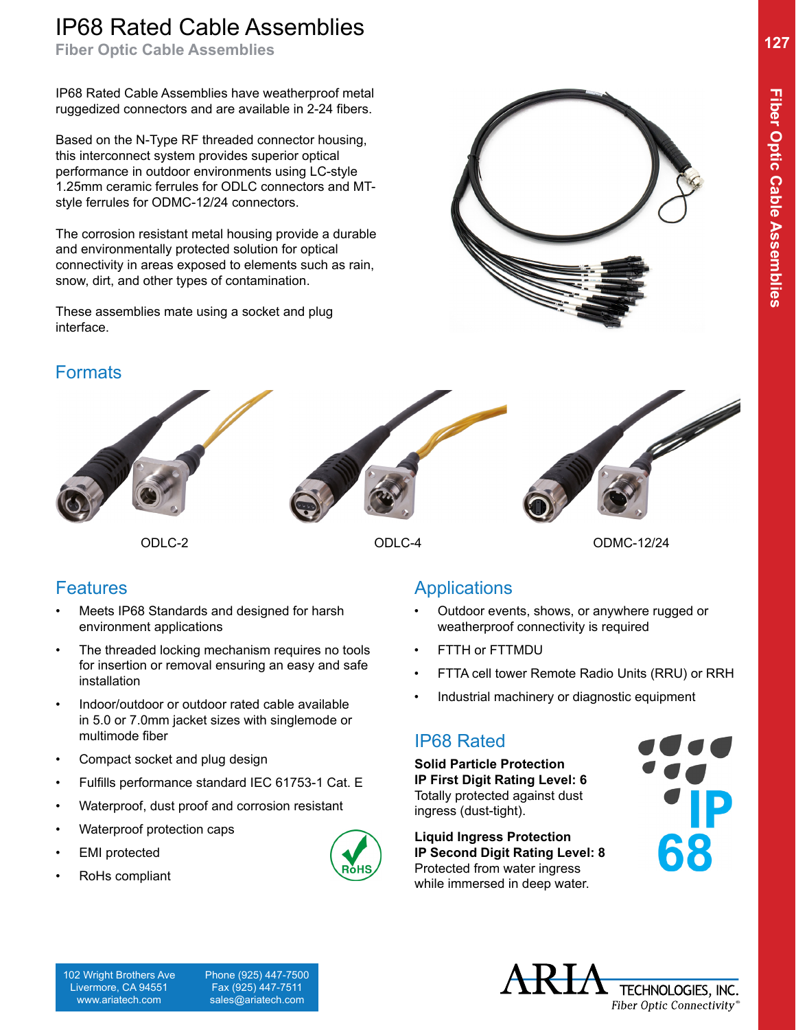# IP68 Rated Cable Assemblies

**Fiber Optic Cable Assemblies**

IP68 Rated Cable Assemblies have weatherproof metal ruggedized connectors and are available in 2-24 fibers.

Based on the N-Type RF threaded connector housing, this interconnect system provides superior optical performance in outdoor environments using LC-style 1.25mm ceramic ferrules for ODLC connectors and MT-style ferrules for ODMC-12/24 connectors.

The corrosion resistant metal housing provide a durable and environmentally protected solution for optical connectivity in areas exposed to elements such as rain, snow, dirt, and other types of contamination.

These assemblies mate using a socket and plug interface.

## Formats

ODLC-2

ODLC-4

ODMC-12/24

## Features

- Meets IP68 Standards and designed for harsh environment applications
- The threaded locking mechanism requires no tools for insertion or removal ensuring an easy and safe installation
- Indoor/outdoor or outdoor rated cable available in 5.0 or 7.0mm jacket sizes with singlemode or multimode fiber
- Compact socket and plug design
- Fulfills performance standard IEC 61753-1 Cat. E
- Waterproof, dust proof and corrosion resistant
- Waterproof protection caps
- EMI protected
- RoHs compliant

## Applications

- Outdoor events, shows, or anywhere rugged or weatherproof connectivity is required
- FTTH or FTTMDU
- FTTA cell tower Remote Radio Units (RRU) or RRH
- Industrial machinery or diagnostic equipment

## IP68 Rated

**Solid Particle Protection**
**IP First Digit Rating Level: 6**
Totally protected against dust ingress (dust-tight).

**Liquid Ingress Protection**
**IP Second Digit Rating Level: 8**
Protected from water ingress while immersed in deep water.

102 Wright Brothers Ave
Livermore, CA 94551
www.ariatech.com

Phone (925) 447-7500
Fax (925) 447-7511
sales@ariatech.com

ARIA TECHNOLOGIES, INC.
*Fiber Optic Connectivity®*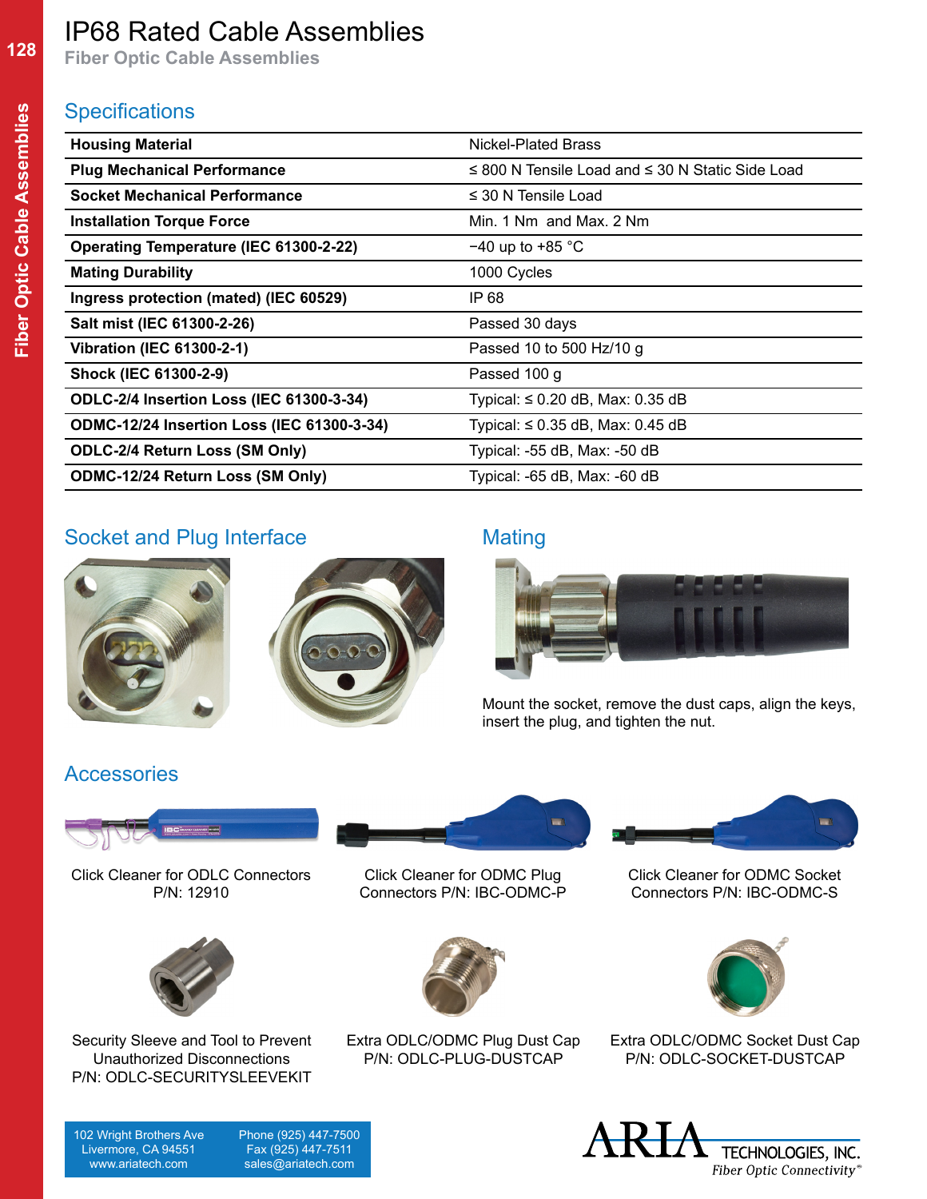# IP68 Rated Cable Assemblies

## Fiber Optic Cable Assemblies

## Specifications

| | |
|---|---|
| **Housing Material** | Nickel-Plated Brass |
| **Plug Mechanical Performance** | ≤ 800 N Tensile Load and ≤ 30 N Static Side Load |
| **Socket Mechanical Performance** | ≤ 30 N Tensile Load |
| **Installation Torque Force** | Min. 1 Nm and Max. 2 Nm |
| **Operating Temperature (IEC 61300-2-22)** | −40 up to +85 °C |
| **Mating Durability** | 1000 Cycles |
| **Ingress protection (mated) (IEC 60529)** | IP 68 |
| **Salt mist (IEC 61300-2-26)** | Passed 30 days |
| **Vibration (IEC 61300-2-1)** | Passed 10 to 500 Hz/10 g |
| **Shock (IEC 61300-2-9)** | Passed 100 g |
| **ODLC-2/4 Insertion Loss (IEC 61300-3-34)** | Typical: ≤ 0.20 dB, Max: 0.35 dB |
| **ODMC-12/24 Insertion Loss (IEC 61300-3-34)** | Typical: ≤ 0.35 dB, Max: 0.45 dB |
| **ODLC-2/4 Return Loss (SM Only)** | Typical: -55 dB, Max: -50 dB |
| **ODMC-12/24 Return Loss (SM Only)** | Typical: -65 dB, Max: -60 dB |

## Socket and Plug Interface

## Mating

Mount the socket, remove the dust caps, align the keys, insert the plug, and tighten the nut.

## Accessories

Click Cleaner for ODLC Connectors P/N: 12910

Click Cleaner for ODMC Plug Connectors P/N: IBC-ODMC-P

Click Cleaner for ODMC Socket Connectors P/N: IBC-ODMC-S

Security Sleeve and Tool to Prevent Unauthorized Disconnections P/N: ODLC-SECURITYSLEEVEKIT

Extra ODLC/ODMC Plug Dust Cap P/N: ODLC-PLUG-DUSTCAP

Extra ODLC/ODMC Socket Dust Cap P/N: ODLC-SOCKET-DUSTCAP

102 Wright Brothers Ave
Livermore, CA 94551
www.ariatech.com

Phone (925) 447-7500
Fax (925) 447-7511
sales@ariatech.com

ARIA TECHNOLOGIES, INC.
*Fiber Optic Connectivity®*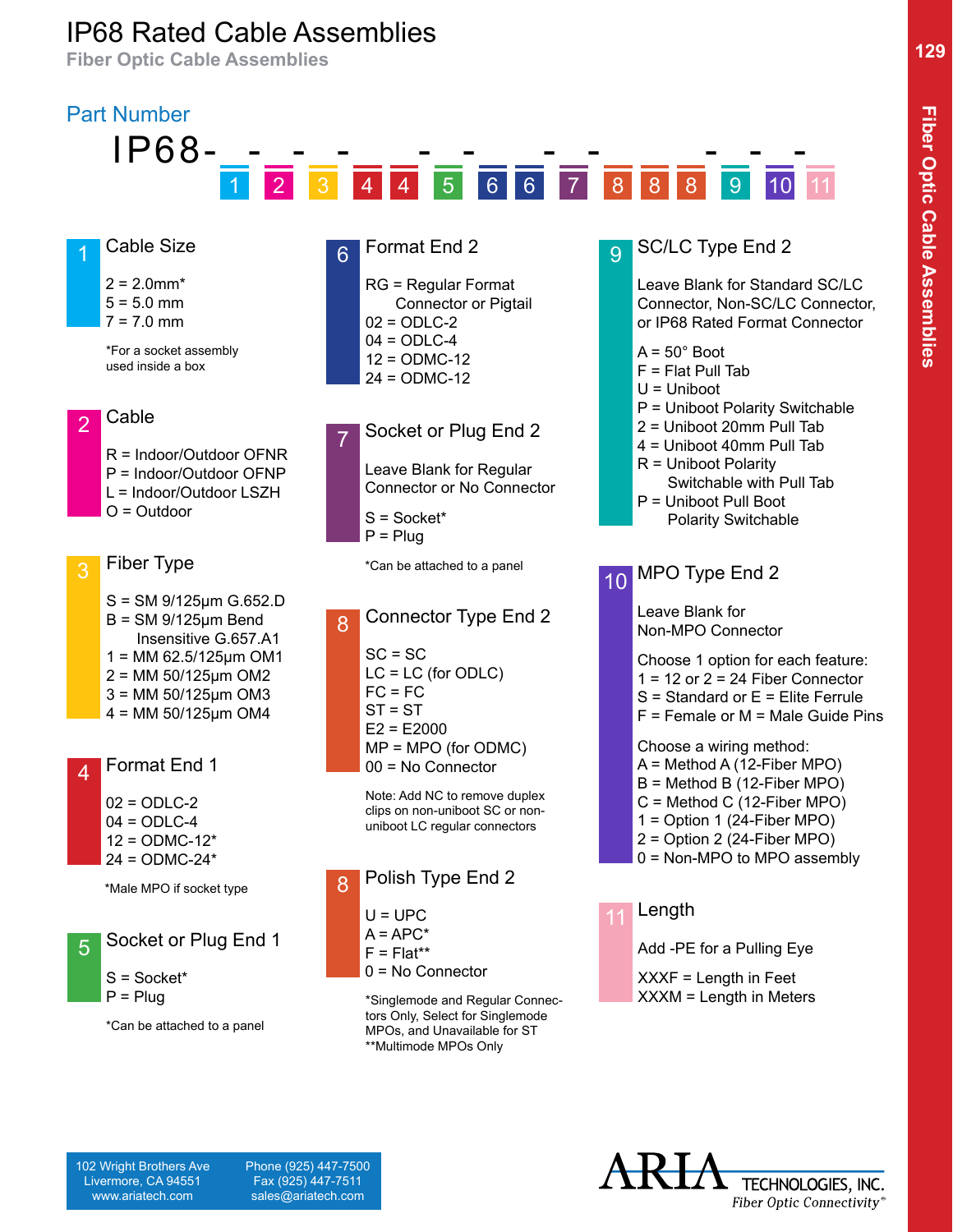# IP68 Rated Cable Assemblies

## Fiber Optic Cable Assemblies

### Part Number

IP68-_-_-_ _-_-_ _-_-_ _ _-_-_-_

1 2 3 4 4 5 6 6 7 8 8 8 9 10 11

### 1 Cable Size

2 = 2.0mm*
5 = 5.0 mm
7 = 7.0 mm

*For a socket assembly used inside a box

### 2 Cable

R = Indoor/Outdoor OFNR
P = Indoor/Outdoor OFNP
L = Indoor/Outdoor LSZH
O = Outdoor

### 3 Fiber Type

S = SM 9/125µm G.652.D
B = SM 9/125µm Bend Insensitive G.657.A1
1 = MM 62.5/125µm OM1
2 = MM 50/125µm OM2
3 = MM 50/125µm OM3
4 = MM 50/125µm OM4

### 4 Format End 1

02 = ODLC-2
04 = ODLC-4
12 = ODMC-12*
24 = ODMC-24*

*Male MPO if socket type

### 5 Socket or Plug End 1

S = Socket*
P = Plug

*Can be attached to a panel

### 6 Format End 2

RG = Regular Format Connector or Pigtail
02 = ODLC-2
04 = ODLC-4
12 = ODMC-12
24 = ODMC-12

### 7 Socket or Plug End 2

Leave Blank for Regular Connector or No Connector

S = Socket*
P = Plug

*Can be attached to a panel

### 8 Connector Type End 2

SC = SC
LC = LC (for ODLC)
FC = FC
ST = ST
E2 = E2000
MP = MPO (for ODMC)
00 = No Connector

Note: Add NC to remove duplex clips on non-uniboot SC or non-uniboot LC regular connectors

### 8 Polish Type End 2

U = UPC
A = APC*
F = Flat**
0 = No Connector

*Singlemode and Regular Connectors Only, Select for Singlemode MPOs, and Unavailable for ST
**Multimode MPOs Only

### 9 SC/LC Type End 2

Leave Blank for Standard SC/LC Connector, Non-SC/LC Connector, or IP68 Rated Format Connector

A = 50° Boot
F = Flat Pull Tab
U = Uniboot
P = Uniboot Polarity Switchable
2 = Uniboot 20mm Pull Tab
4 = Uniboot 40mm Pull Tab
R = Uniboot Polarity Switchable with Pull Tab
P = Uniboot Pull Boot Polarity Switchable

### 10 MPO Type End 2

Leave Blank for Non-MPO Connector

Choose 1 option for each feature:
1 = 12 or 2 = 24 Fiber Connector
S = Standard or E = Elite Ferrule
F = Female or M = Male Guide Pins

Choose a wiring method:
A = Method A (12-Fiber MPO)
B = Method B (12-Fiber MPO)
C = Method C (12-Fiber MPO)
1 = Option 1 (24-Fiber MPO)
2 = Option 2 (24-Fiber MPO)
0 = Non-MPO to MPO assembly

### 11 Length

Add -PE for a Pulling Eye

XXXF = Length in Feet
XXXM = Length in Meters

102 Wright Brothers Ave
Livermore, CA 94551
www.ariatech.com

Phone (925) 447-7500
Fax (925) 447-7511
sales@ariatech.com

ARIA TECHNOLOGIES, INC.
Fiber Optic Connectivity®